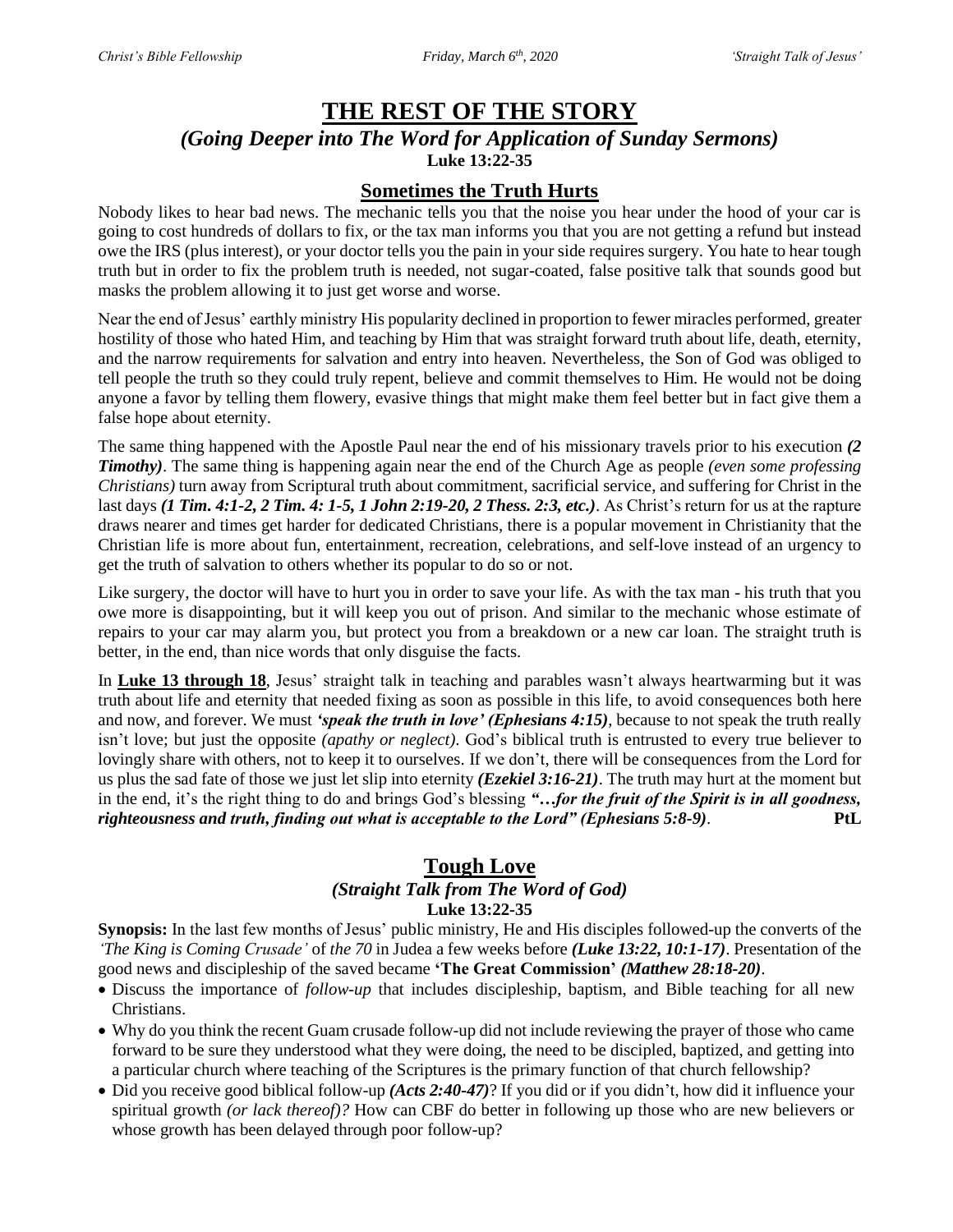# THE REST OF THE STORY

### *(Going Deeper into The Word for Application of Sunday Sermons)*

**Luke 13:22-35**

## Sometimes the Truth Hurts

Nobody likes to hear bad news. The mechanic tells you that the noise you hear under the hood of your car is going to cost hundreds of dollars to fix, or the tax man informs you that you are not getting a refund but instead owe the IRS (plus interest), or your doctor tells you the pain in your side requires surgery. You hate to hear tough truth but in order to fix the problem truth is needed, not sugar-coated, false positive talk that sounds good but masks the problem allowing it to just get worse and worse.

Near the end of Jesus' earthly ministry His popularity declined in proportion to fewer miracles performed, greater hostility of those who hated Him, and teaching by Him that was straight forward truth about life, death, eternity, and the narrow requirements for salvation and entry into heaven. Nevertheless, the Son of God was obliged to tell people the truth so they could truly repent, believe and commit themselves to Him. He would not be doing anyone a favor by telling them flowery, evasive things that might make them feel better but in fact give them a false hope about eternity.

The same thing happened with the Apostle Paul near the end of his missionary travels prior to his execution ***(2 Timothy)***. The same thing is happening again near the end of the Church Age as people *(even some professing Christians)* turn away from Scriptural truth about commitment, sacrificial service, and suffering for Christ in the last days ***(1 Tim. 4:1-2, 2 Tim. 4: 1-5, 1 John 2:19-20, 2 Thess. 2:3, etc.)***. As Christ's return for us at the rapture draws nearer and times get harder for dedicated Christians, there is a popular movement in Christianity that the Christian life is more about fun, entertainment, recreation, celebrations, and self-love instead of an urgency to get the truth of salvation to others whether its popular to do so or not.

Like surgery, the doctor will have to hurt you in order to save your life. As with the tax man - his truth that you owe more is disappointing, but it will keep you out of prison. And similar to the mechanic whose estimate of repairs to your car may alarm you, but protect you from a breakdown or a new car loan. The straight truth is better, in the end, than nice words that only disguise the facts.

In **Luke 13 through 18**, Jesus' straight talk in teaching and parables wasn't always heartwarming but it was truth about life and eternity that needed fixing as soon as possible in this life, to avoid consequences both here and now, and forever. We must ***'speak the truth in love' (Ephesians 4:15)***, because to not speak the truth really isn't love; but just the opposite *(apathy or neglect)*. God's biblical truth is entrusted to every true believer to lovingly share with others, not to keep it to ourselves. If we don't, there will be consequences from the Lord for us plus the sad fate of those we just let slip into eternity ***(Ezekiel 3:16-21)***. The truth may hurt at the moment but in the end, it's the right thing to do and brings God's blessing ***"…for the fruit of the Spirit is in all goodness, righteousness and truth, finding out what is acceptable to the Lord" (Ephesians 5:8-9)***. **PtL**

## Tough Love

### *(Straight Talk from The Word of God)*

**Luke 13:22-35**

**Synopsis:** In the last few months of Jesus' public ministry, He and His disciples followed-up the converts of the *'The King is Coming Crusade'* of *the 70* in Judea a few weeks before ***(Luke 13:22, 10:1-17)***. Presentation of the good news and discipleship of the saved became **'The Great Commission'** ***(Matthew 28:18-20)***.

- Discuss the importance of *follow-up* that includes discipleship, baptism, and Bible teaching for all new Christians.
- Why do you think the recent Guam crusade follow-up did not include reviewing the prayer of those who came forward to be sure they understood what they were doing, the need to be discipled, baptized, and getting into a particular church where teaching of the Scriptures is the primary function of that church fellowship?
- Did you receive good biblical follow-up ***(Acts 2:40-47)***? If you did or if you didn't, how did it influence your spiritual growth *(or lack thereof)?* How can CBF do better in following up those who are new believers or whose growth has been delayed through poor follow-up?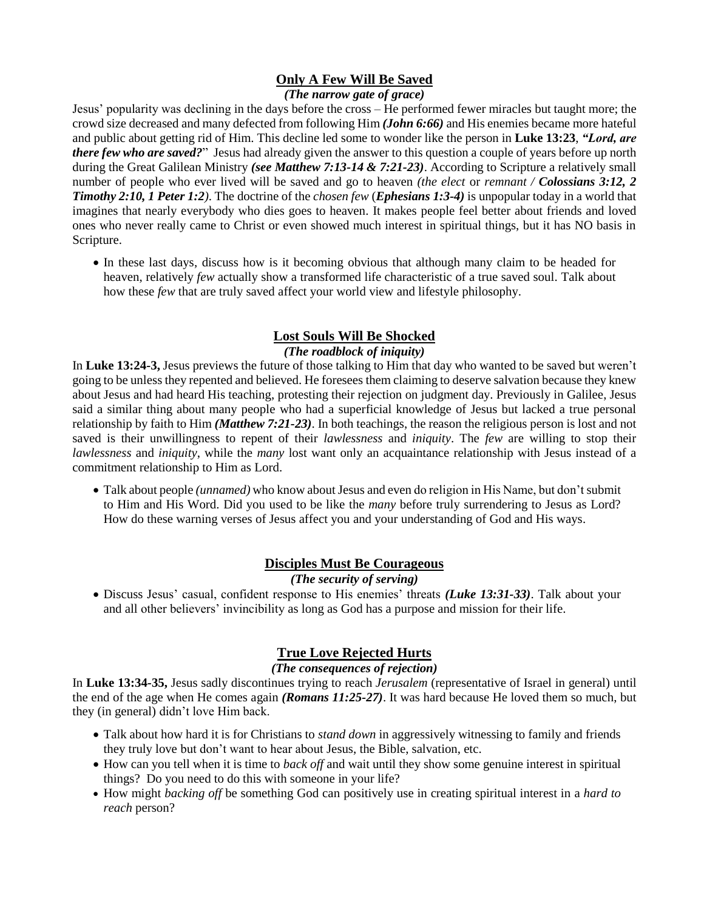## Only A Few Will Be Saved

### *(The narrow gate of grace)*

Jesus' popularity was declining in the days before the cross – He performed fewer miracles but taught more; the crowd size decreased and many defected from following Him ***(John 6:66)*** and His enemies became more hateful and public about getting rid of Him. This decline led some to wonder like the person in **Luke 13:23**, ***"Lord, are there few who are saved?"*** Jesus had already given the answer to this question a couple of years before up north during the Great Galilean Ministry ***(see Matthew 7:13-14 & 7:21-23)***. According to Scripture a relatively small number of people who ever lived will be saved and go to heaven *(the elect* or *remnant /* ***Colossians 3:12, 2 Timothy 2:10, 1 Peter 1:2****)*. The doctrine of the *chosen few* (***Ephesians 1:3-4)*** is unpopular today in a world that imagines that nearly everybody who dies goes to heaven. It makes people feel better about friends and loved ones who never really came to Christ or even showed much interest in spiritual things, but it has NO basis in Scripture.

- In these last days, discuss how is it becoming obvious that although many claim to be headed for heaven, relatively *few* actually show a transformed life characteristic of a true saved soul. Talk about how these *few* that are truly saved affect your world view and lifestyle philosophy.

## Lost Souls Will Be Shocked

### *(The roadblock of iniquity)*

In **Luke 13:24-3,** Jesus previews the future of those talking to Him that day who wanted to be saved but weren't going to be unless they repented and believed. He foresees them claiming to deserve salvation because they knew about Jesus and had heard His teaching, protesting their rejection on judgment day. Previously in Galilee, Jesus said a similar thing about many people who had a superficial knowledge of Jesus but lacked a true personal relationship by faith to Him ***(Matthew 7:21-23)***. In both teachings, the reason the religious person is lost and not saved is their unwillingness to repent of their *lawlessness* and *iniquity*. The *few* are willing to stop their *lawlessness* and *iniquity*, while the *many* lost want only an acquaintance relationship with Jesus instead of a commitment relationship to Him as Lord.

- Talk about people *(unnamed)* who know about Jesus and even do religion in His Name, but don't submit to Him and His Word. Did you used to be like the *many* before truly surrendering to Jesus as Lord? How do these warning verses of Jesus affect you and your understanding of God and His ways.

## Disciples Must Be Courageous

### *(The security of serving)*

- Discuss Jesus' casual, confident response to His enemies' threats ***(Luke 13:31-33)***. Talk about your and all other believers' invincibility as long as God has a purpose and mission for their life.

## True Love Rejected Hurts

### *(The consequences of rejection)*

In **Luke 13:34-35,** Jesus sadly discontinues trying to reach *Jerusalem* (representative of Israel in general) until the end of the age when He comes again ***(Romans 11:25-27)***. It was hard because He loved them so much, but they (in general) didn't love Him back.

- Talk about how hard it is for Christians to *stand down* in aggressively witnessing to family and friends they truly love but don't want to hear about Jesus, the Bible, salvation, etc.
- How can you tell when it is time to *back off* and wait until they show some genuine interest in spiritual things? Do you need to do this with someone in your life?
- How might *backing off* be something God can positively use in creating spiritual interest in a *hard to reach* person?